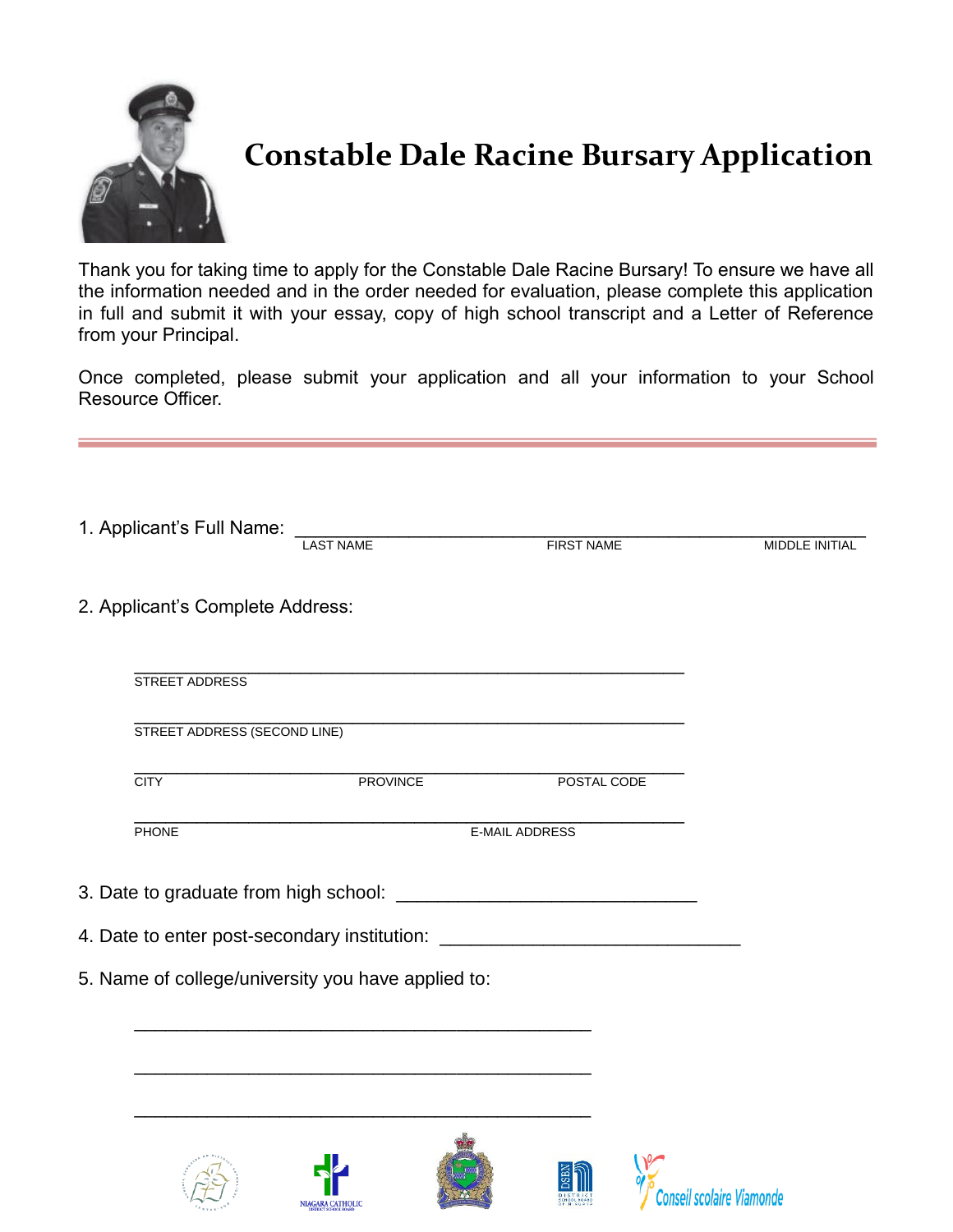# Constable Dale Racine Bursary Application

Thank you for taking time to apply for the Constable Dale Racine Bursary! To ensure we have all the information needed and in the order needed for evaluation, please complete this application in full and submit it with your essay, copy of high school transcript and a Letter of Reference from your Principal.

Once completed, please submit your application and all your information to your School Resource Officer.

---

1. Applicant's Full Name: ________________________________________________

   LAST NAME FIRST NAME MIDDLE INITIAL

2. Applicant's Complete Address:

   ________________________________________________

   STREET ADDRESS

   ________________________________________________

   STREET ADDRESS (SECOND LINE)

   ________________________________________________

   CITY PROVINCE POSTAL CODE

   ________________________________________________

   PHONE E-MAIL ADDRESS

3. Date to graduate from high school: ______________________________

4. Date to enter post-secondary institution: ______________________________

5. Name of college/university you have applied to:

   ________________________________________________

   ________________________________________________

   ________________________________________________

NIAGARA CATHOLIC DISTRICT SCHOOL BOARD

DSBN DISTRICT SCHOOL BOARD OF NIAGARA

Conseil scolaire Viamonde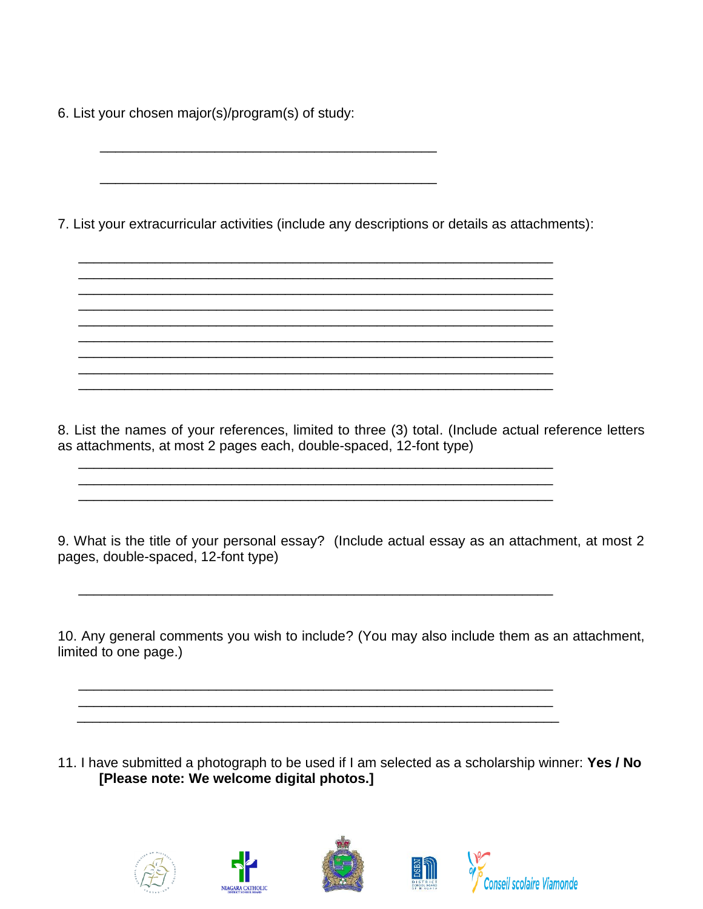6. List your chosen major(s)/program(s) of study:

_____________________________________________

_____________________________________________

7. List your extracurricular activities (include any descriptions or details as attachments):

_______________________________________________________________
_______________________________________________________________
_______________________________________________________________
_______________________________________________________________
_______________________________________________________________
_______________________________________________________________
_______________________________________________________________
_______________________________________________________________
_______________________________________________________________

8. List the names of your references, limited to three (3) total. (Include actual reference letters as attachments, at most 2 pages each, double-spaced, 12-font type)

_______________________________________________________________
_______________________________________________________________
_______________________________________________________________

9. What is the title of your personal essay? (Include actual essay as an attachment, at most 2 pages, double-spaced, 12-font type)

_______________________________________________________________

10. Any general comments you wish to include? (You may also include them as an attachment, limited to one page.)

_______________________________________________________________
_______________________________________________________________
_______________________________________________________________

11. I have submitted a photograph to be used if I am selected as a scholarship winner: **Yes / No**
**[Please note: We welcome digital photos.]**

NIAGARA CATHOLIC DISTRICT SCHOOL BOARD

DSBN DISTRICT SCHOOL BOARD OF NIAGARA

Conseil scolaire Viamonde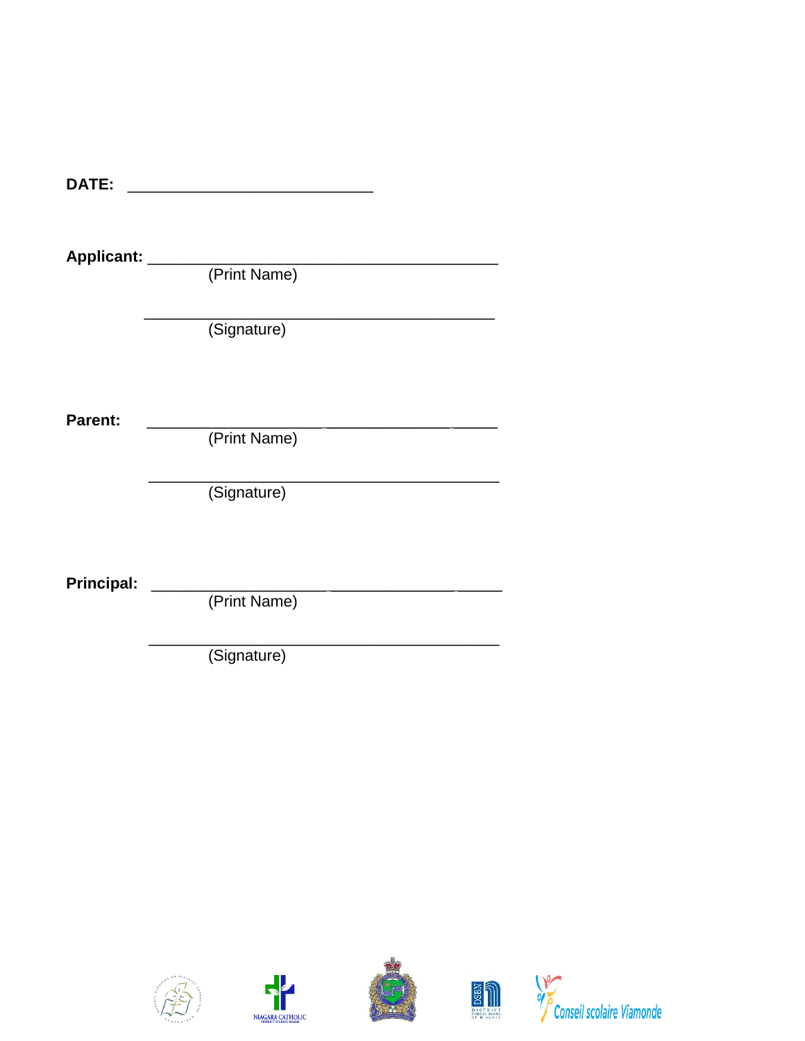**DATE:** ___________________________

**Applicant:** ______________________________________
(Print Name)

______________________________________
(Signature)

**Parent:** ______________________________________
(Print Name)

______________________________________
(Signature)

**Principal:** ______________________________________
(Print Name)

______________________________________
(Signature)

NIAGARA CATHOLIC DISTRICT SCHOOL BOARD

DSBN DISTRICT SCHOOL BOARD OF NIAGARA

Conseil scolaire Viamonde